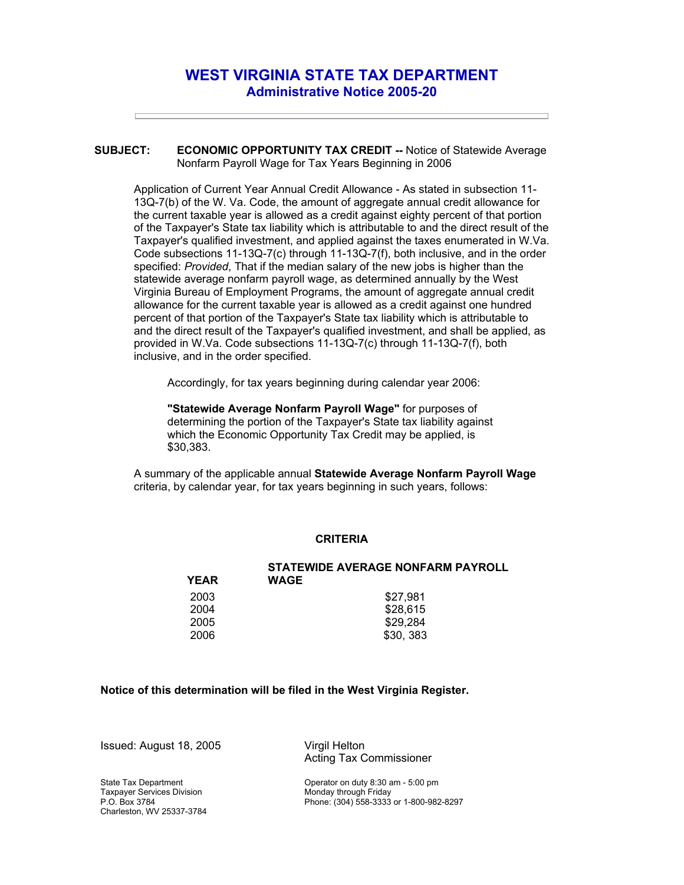# WEST VIRGINIA STATE TAX DEPARTMENT
## Administrative Notice 2005-20

---

**SUBJECT:** **ECONOMIC OPPORTUNITY TAX CREDIT --** Notice of Statewide Average Nonfarm Payroll Wage for Tax Years Beginning in 2006

Application of Current Year Annual Credit Allowance - As stated in subsection 11-13Q-7(b) of the W. Va. Code, the amount of aggregate annual credit allowance for the current taxable year is allowed as a credit against eighty percent of that portion of the Taxpayer's State tax liability which is attributable to and the direct result of the Taxpayer's qualified investment, and applied against the taxes enumerated in W.Va. Code subsections 11-13Q-7(c) through 11-13Q-7(f), both inclusive, and in the order specified: *Provided*, That if the median salary of the new jobs is higher than the statewide average nonfarm payroll wage, as determined annually by the West Virginia Bureau of Employment Programs, the amount of aggregate annual credit allowance for the current taxable year is allowed as a credit against one hundred percent of that portion of the Taxpayer's State tax liability which is attributable to and the direct result of the Taxpayer's qualified investment, and shall be applied, as provided in W.Va. Code subsections 11-13Q-7(c) through 11-13Q-7(f), both inclusive, and in the order specified.

Accordingly, for tax years beginning during calendar year 2006:

**"Statewide Average Nonfarm Payroll Wage"** for purposes of determining the portion of the Taxpayer's State tax liability against which the Economic Opportunity Tax Credit may be applied, is $30,383.

A summary of the applicable annual **Statewide Average Nonfarm Payroll Wage** criteria, by calendar year, for tax years beginning in such years, follows:

**CRITERIA**

| YEAR | STATEWIDE AVERAGE NONFARM PAYROLL WAGE |
|---|---|
| 2003 | $27,981 |
| 2004 | $28,615 |
| 2005 | $29,284 |
| 2006 | $30, 383 |

**Notice of this determination will be filed in the West Virginia Register.**

Issued: August 18, 2005

Virgil Helton
Acting Tax Commissioner

State Tax Department
Taxpayer Services Division
P.O. Box 3784
Charleston, WV 25337-3784

Operator on duty 8:30 am - 5:00 pm
Monday through Friday
Phone: (304) 558-3333 or 1-800-982-8297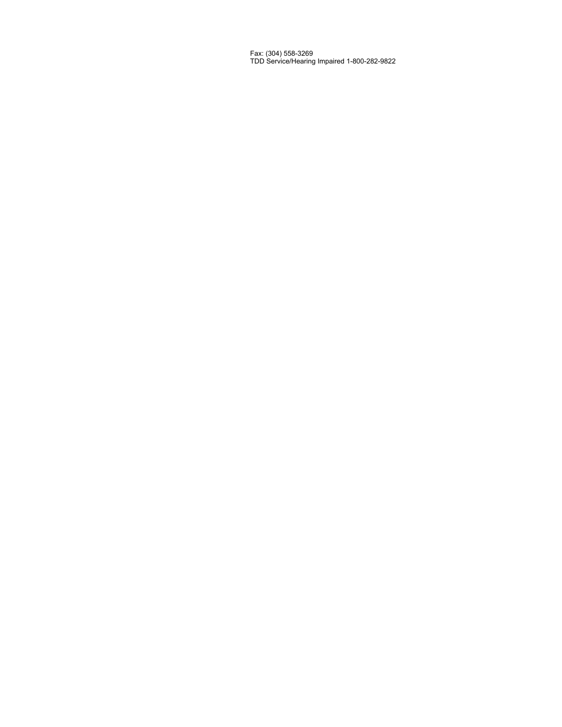Fax: (304) 558-3269
TDD Service/Hearing Impaired 1-800-282-9822